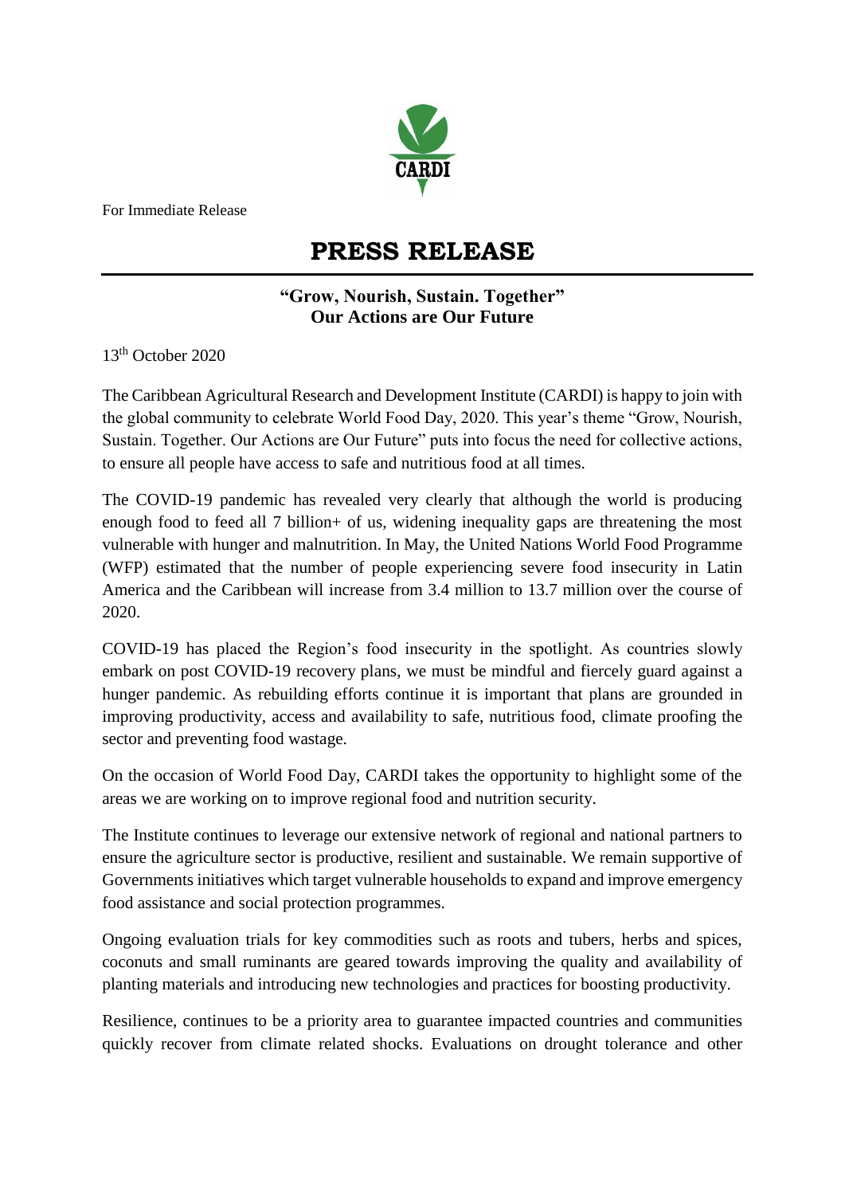CARDI

For Immediate Release

# PRESS RELEASE

## "Grow, Nourish, Sustain. Together" Our Actions are Our Future

13th October 2020

The Caribbean Agricultural Research and Development Institute (CARDI) is happy to join with the global community to celebrate World Food Day, 2020. This year's theme "Grow, Nourish, Sustain. Together. Our Actions are Our Future" puts into focus the need for collective actions, to ensure all people have access to safe and nutritious food at all times.

The COVID-19 pandemic has revealed very clearly that although the world is producing enough food to feed all 7 billion+ of us, widening inequality gaps are threatening the most vulnerable with hunger and malnutrition. In May, the United Nations World Food Programme (WFP) estimated that the number of people experiencing severe food insecurity in Latin America and the Caribbean will increase from 3.4 million to 13.7 million over the course of 2020.

COVID-19 has placed the Region's food insecurity in the spotlight. As countries slowly embark on post COVID-19 recovery plans, we must be mindful and fiercely guard against a hunger pandemic. As rebuilding efforts continue it is important that plans are grounded in improving productivity, access and availability to safe, nutritious food, climate proofing the sector and preventing food wastage.

On the occasion of World Food Day, CARDI takes the opportunity to highlight some of the areas we are working on to improve regional food and nutrition security.

The Institute continues to leverage our extensive network of regional and national partners to ensure the agriculture sector is productive, resilient and sustainable. We remain supportive of Governments initiatives which target vulnerable households to expand and improve emergency food assistance and social protection programmes.

Ongoing evaluation trials for key commodities such as roots and tubers, herbs and spices, coconuts and small ruminants are geared towards improving the quality and availability of planting materials and introducing new technologies and practices for boosting productivity.

Resilience, continues to be a priority area to guarantee impacted countries and communities quickly recover from climate related shocks. Evaluations on drought tolerance and other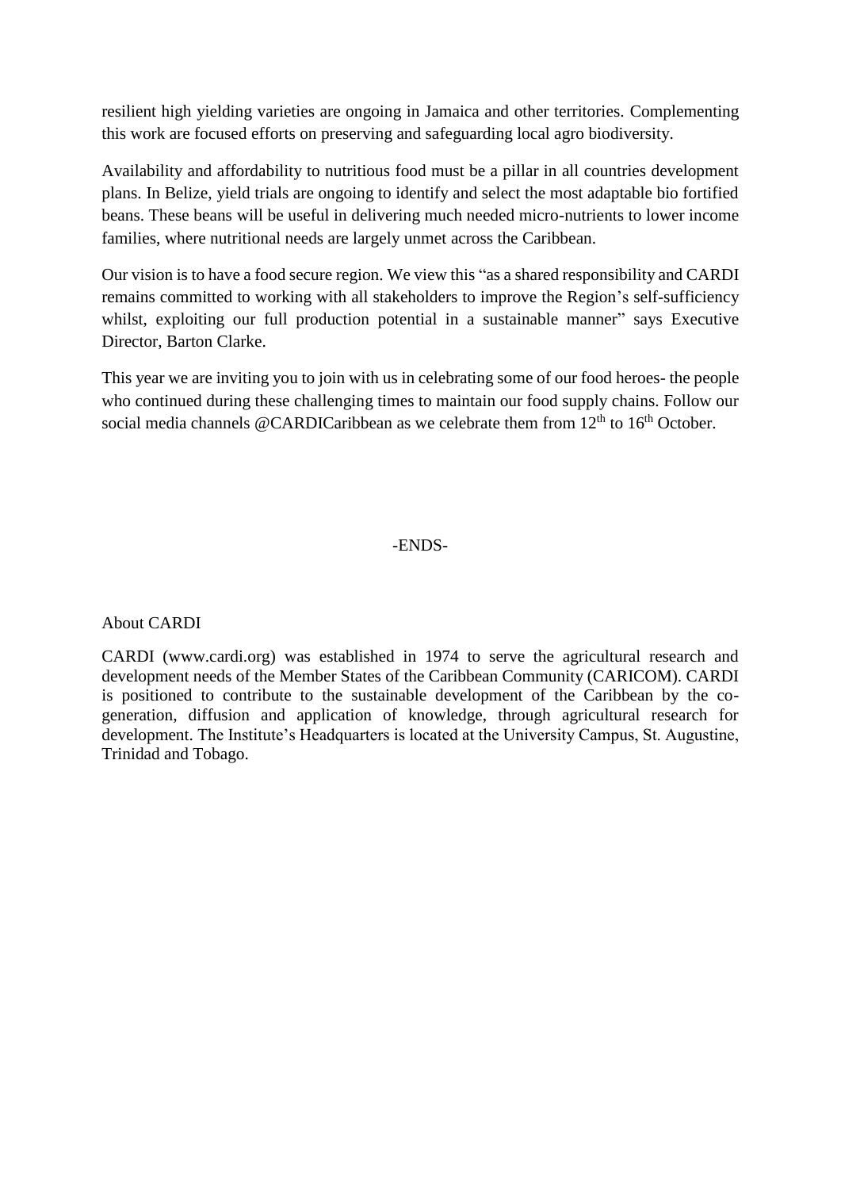resilient high yielding varieties are ongoing in Jamaica and other territories. Complementing this work are focused efforts on preserving and safeguarding local agro biodiversity.

Availability and affordability to nutritious food must be a pillar in all countries development plans. In Belize, yield trials are ongoing to identify and select the most adaptable bio fortified beans. These beans will be useful in delivering much needed micro-nutrients to lower income families, where nutritional needs are largely unmet across the Caribbean.

Our vision is to have a food secure region. We view this "as a shared responsibility and CARDI remains committed to working with all stakeholders to improve the Region's self-sufficiency whilst, exploiting our full production potential in a sustainable manner" says Executive Director, Barton Clarke.

This year we are inviting you to join with us in celebrating some of our food heroes- the people who continued during these challenging times to maintain our food supply chains. Follow our social media channels @CARDICaribbean as we celebrate them from 12th to 16th October.

-ENDS-

About CARDI

CARDI (www.cardi.org) was established in 1974 to serve the agricultural research and development needs of the Member States of the Caribbean Community (CARICOM). CARDI is positioned to contribute to the sustainable development of the Caribbean by the co-generation, diffusion and application of knowledge, through agricultural research for development. The Institute's Headquarters is located at the University Campus, St. Augustine, Trinidad and Tobago.